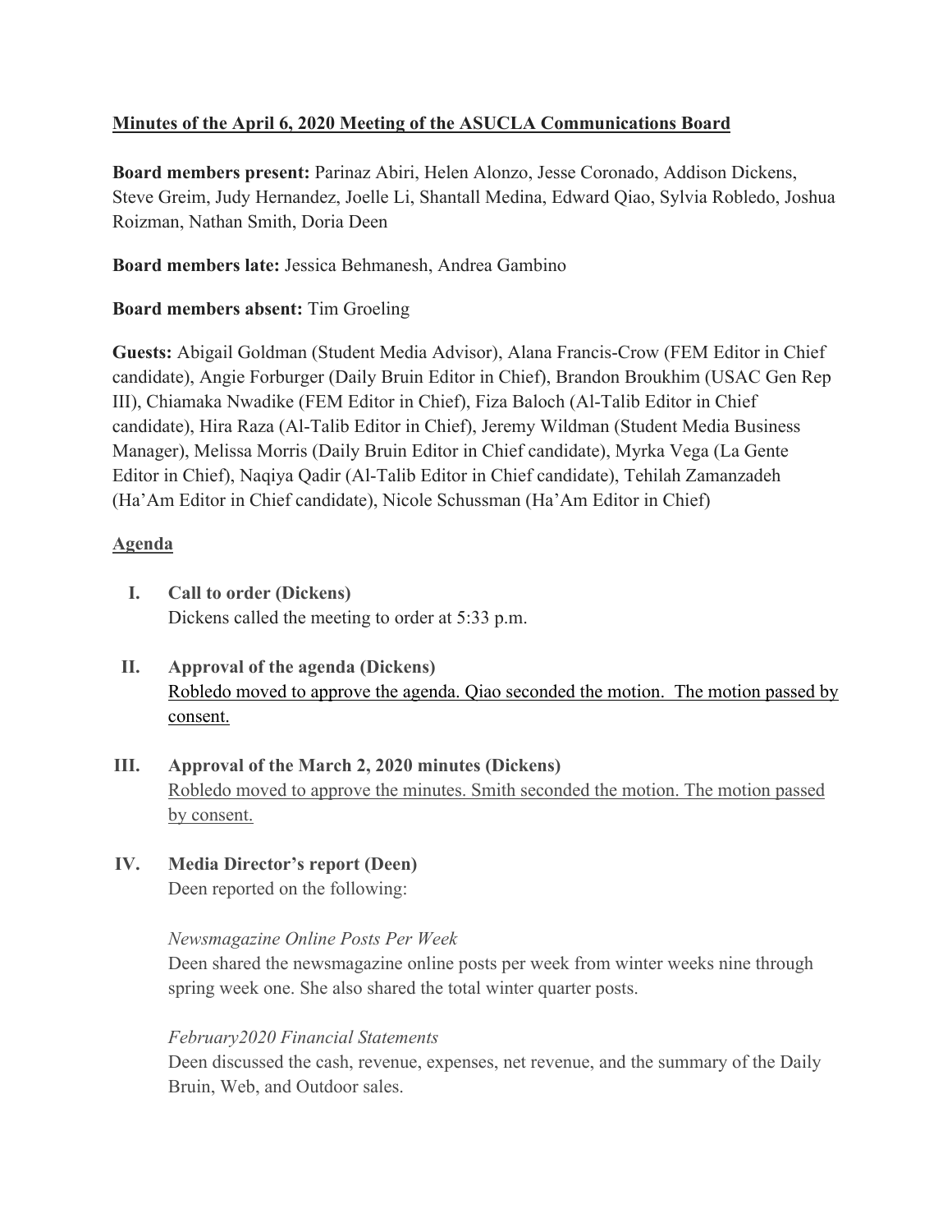**<u>Minutes of the April 6, 2020 Meeting of the ASUCLA Communications Board</u>**

**Board members present:** Parinaz Abiri, Helen Alonzo, Jesse Coronado, Addison Dickens, Steve Greim, Judy Hernandez, Joelle Li, Shantall Medina, Edward Qiao, Sylvia Robledo, Joshua Roizman, Nathan Smith, Doria Deen

**Board members late:** Jessica Behmanesh, Andrea Gambino

**Board members absent:** Tim Groeling

**Guests:** Abigail Goldman (Student Media Advisor), Alana Francis-Crow (FEM Editor in Chief candidate), Angie Forburger (Daily Bruin Editor in Chief), Brandon Broukhim (USAC Gen Rep III), Chiamaka Nwadike (FEM Editor in Chief), Fiza Baloch (Al-Talib Editor in Chief candidate), Hira Raza (Al-Talib Editor in Chief), Jeremy Wildman (Student Media Business Manager), Melissa Morris (Daily Bruin Editor in Chief candidate), Myrka Vega (La Gente Editor in Chief), Naqiya Qadir (Al-Talib Editor in Chief candidate), Tehilah Zamanzadeh (Ha'Am Editor in Chief candidate), Nicole Schussman (Ha'Am Editor in Chief)

<u>Agenda</u>

I. **Call to order (Dickens)**
   Dickens called the meeting to order at 5:33 p.m.

II. **Approval of the agenda (Dickens)**
   <u>Robledo moved to approve the agenda. Qiao seconded the motion. The motion passed by consent.</u>

III. **Approval of the March 2, 2020 minutes (Dickens)**
   <u>Robledo moved to approve the minutes. Smith seconded the motion. The motion passed by consent.</u>

IV. **Media Director's report (Deen)**
   Deen reported on the following:

   *Newsmagazine Online Posts Per Week*
   Deen shared the newsmagazine online posts per week from winter weeks nine through spring week one. She also shared the total winter quarter posts.

   *February2020 Financial Statements*
   Deen discussed the cash, revenue, expenses, net revenue, and the summary of the Daily Bruin, Web, and Outdoor sales.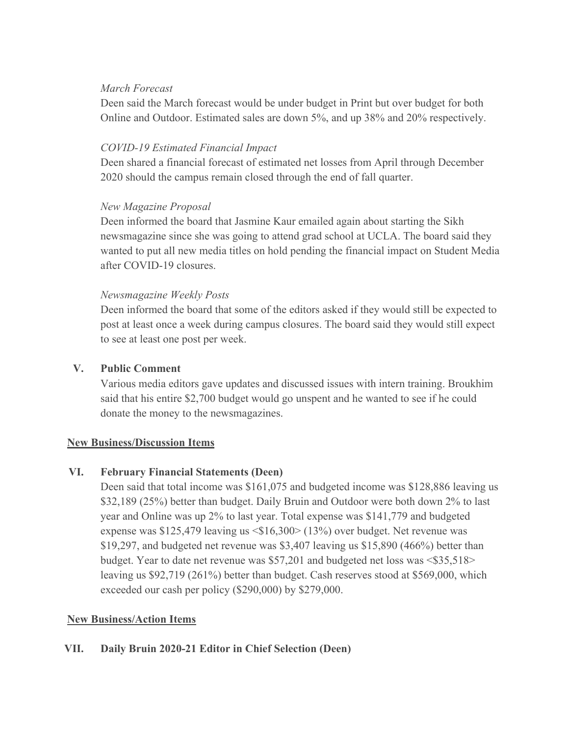*March Forecast*

Deen said the March forecast would be under budget in Print but over budget for both Online and Outdoor. Estimated sales are down 5%, and up 38% and 20% respectively.

*COVID-19 Estimated Financial Impact*

Deen shared a financial forecast of estimated net losses from April through December 2020 should the campus remain closed through the end of fall quarter.

*New Magazine Proposal*

Deen informed the board that Jasmine Kaur emailed again about starting the Sikh newsmagazine since she was going to attend grad school at UCLA. The board said they wanted to put all new media titles on hold pending the financial impact on Student Media after COVID-19 closures.

*Newsmagazine Weekly Posts*

Deen informed the board that some of the editors asked if they would still be expected to post at least once a week during campus closures. The board said they would still expect to see at least one post per week.

**V. Public Comment**

Various media editors gave updates and discussed issues with intern training. Broukhim said that his entire $2,700 budget would go unspent and he wanted to see if he could donate the money to the newsmagazines.

**New Business/Discussion Items**

**VI. February Financial Statements (Deen)**

Deen said that total income was $161,075 and budgeted income was $128,886 leaving us $32,189 (25%) better than budget. Daily Bruin and Outdoor were both down 2% to last year and Online was up 2% to last year. Total expense was $141,779 and budgeted expense was $125,479 leaving us <$16,300> (13%) over budget. Net revenue was $19,297, and budgeted net revenue was $3,407 leaving us $15,890 (466%) better than budget. Year to date net revenue was $57,201 and budgeted net loss was <$35,518> leaving us $92,719 (261%) better than budget. Cash reserves stood at $569,000, which exceeded our cash per policy ($290,000) by $279,000.

**New Business/Action Items**

**VII. Daily Bruin 2020-21 Editor in Chief Selection (Deen)**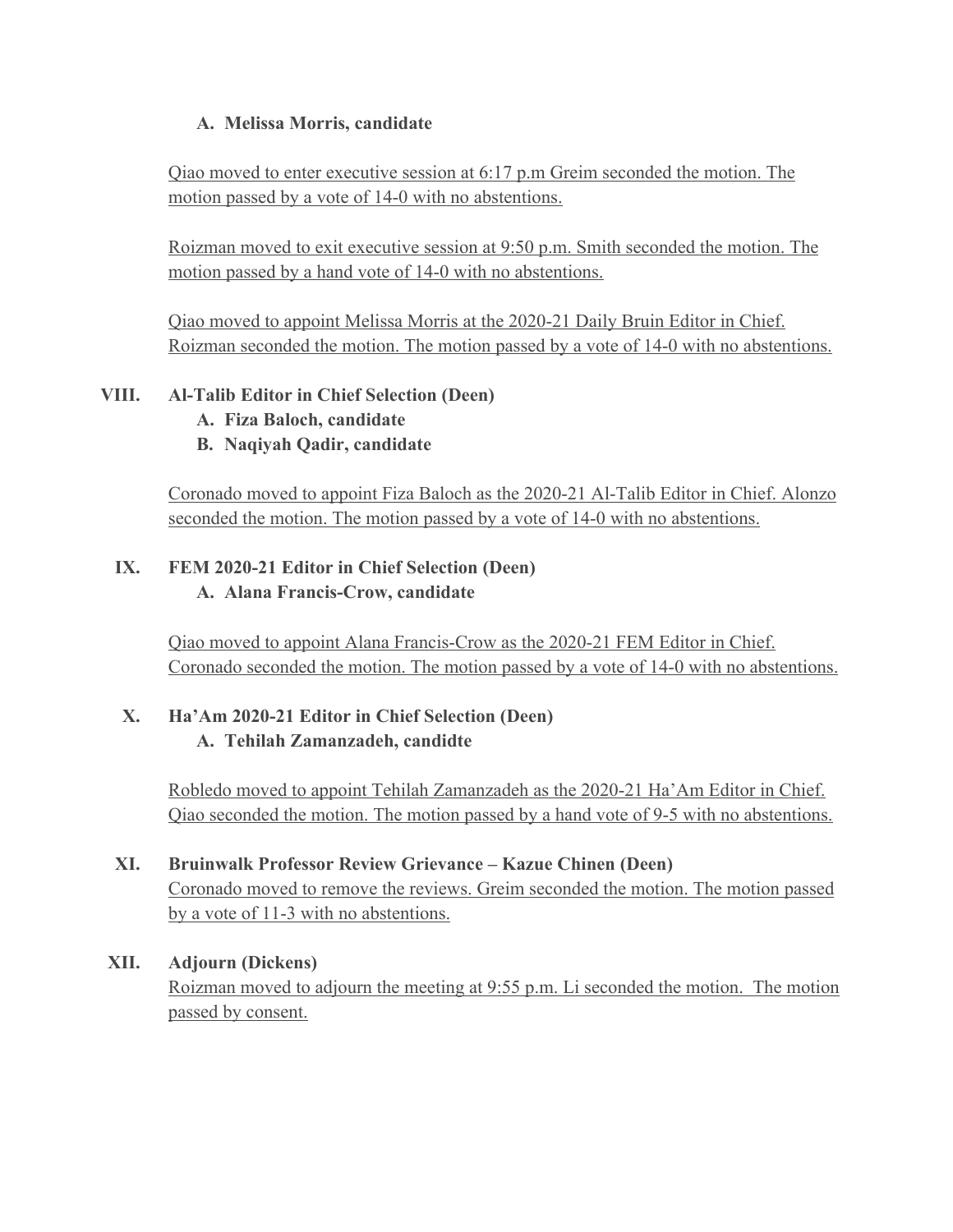A. **Melissa Morris, candidate**

Qiao moved to enter executive session at 6:17 p.m Greim seconded the motion. The motion passed by a vote of 14-0 with no abstentions.

Roizman moved to exit executive session at 9:50 p.m. Smith seconded the motion. The motion passed by a hand vote of 14-0 with no abstentions.

Qiao moved to appoint Melissa Morris at the 2020-21 Daily Bruin Editor in Chief. Roizman seconded the motion. The motion passed by a vote of 14-0 with no abstentions.

## VIII. Al-Talib Editor in Chief Selection (Deen)

A. **Fiza Baloch, candidate**

B. **Naqiyah Qadir, candidate**

Coronado moved to appoint Fiza Baloch as the 2020-21 Al-Talib Editor in Chief. Alonzo seconded the motion. The motion passed by a vote of 14-0 with no abstentions.

## IX. FEM 2020-21 Editor in Chief Selection (Deen)

A. **Alana Francis-Crow, candidate**

Qiao moved to appoint Alana Francis-Crow as the 2020-21 FEM Editor in Chief. Coronado seconded the motion. The motion passed by a vote of 14-0 with no abstentions.

## X. Ha'Am 2020-21 Editor in Chief Selection (Deen)

A. **Tehilah Zamanzadeh, candidte**

Robledo moved to appoint Tehilah Zamanzadeh as the 2020-21 Ha'Am Editor in Chief. Qiao seconded the motion. The motion passed by a hand vote of 9-5 with no abstentions.

## XI. Bruinwalk Professor Review Grievance – Kazue Chinen (Deen)

Coronado moved to remove the reviews. Greim seconded the motion. The motion passed by a vote of 11-3 with no abstentions.

## XII. Adjourn (Dickens)

Roizman moved to adjourn the meeting at 9:55 p.m. Li seconded the motion. The motion passed by consent.